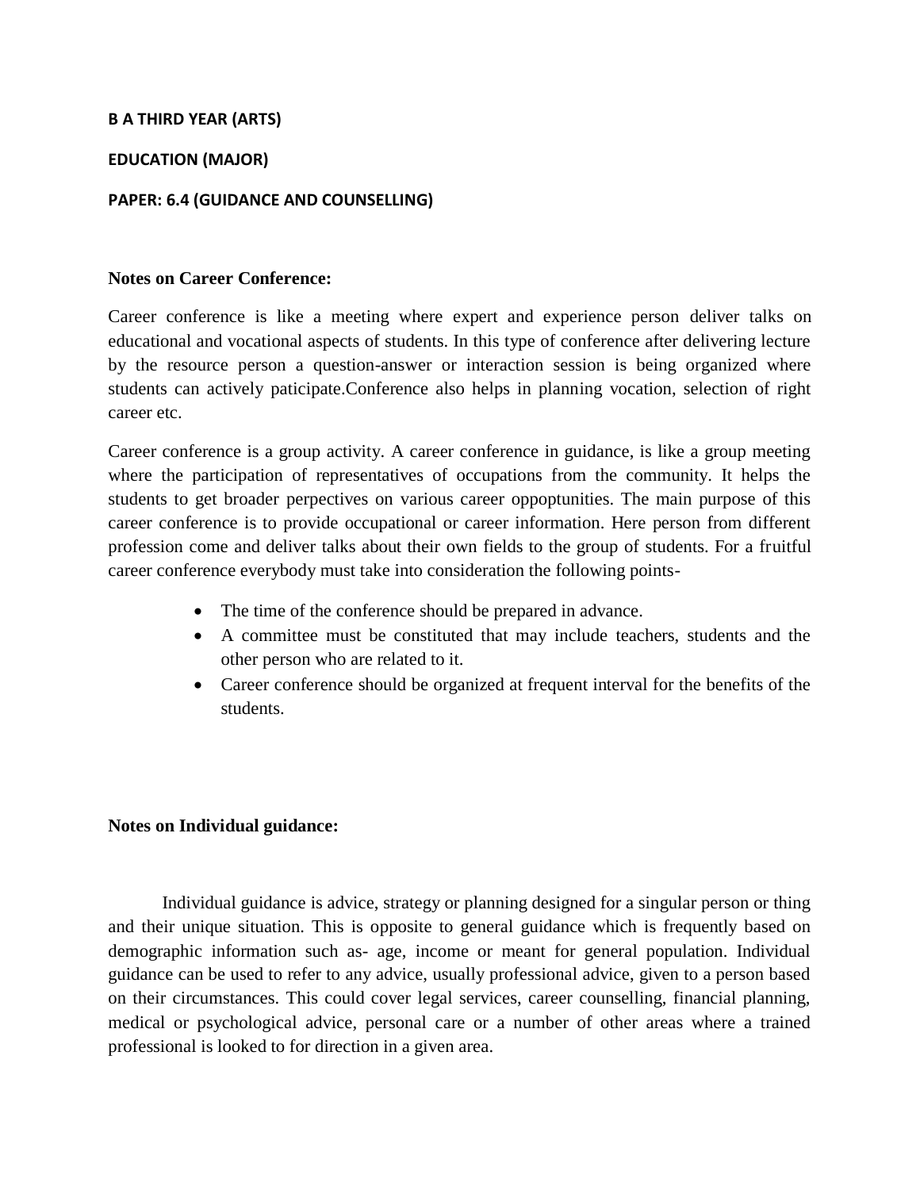**B A THIRD YEAR (ARTS)**

**EDUCATION (MAJOR)**

**PAPER: 6.4 (GUIDANCE AND COUNSELLING)**

**Notes on Career Conference:**

Career conference is like a meeting where expert and experience person deliver talks on educational and vocational aspects of students. In this type of conference after delivering lecture by the resource person a question-answer or interaction session is being organized where students can actively paticipate.Conference also helps in planning vocation, selection of right career etc.

Career conference is a group activity. A career conference in guidance, is like a group meeting where the participation of representatives of occupations from the community. It helps the students to get broader perpectives on various career oppoptunities. The main purpose of this career conference is to provide occupational or career information. Here person from different profession come and deliver talks about their own fields to the group of students. For a fruitful career conference everybody must take into consideration the following points-

- The time of the conference should be prepared in advance.
- A committee must be constituted that may include teachers, students and the other person who are related to it.
- Career conference should be organized at frequent interval for the benefits of the students.

**Notes on Individual guidance:**

Individual guidance is advice, strategy or planning designed for a singular person or thing and their unique situation. This is opposite to general guidance which is frequently based on demographic information such as- age, income or meant for general population. Individual guidance can be used to refer to any advice, usually professional advice, given to a person based on their circumstances. This could cover legal services, career counselling, financial planning, medical or psychological advice, personal care or a number of other areas where a trained professional is looked to for direction in a given area.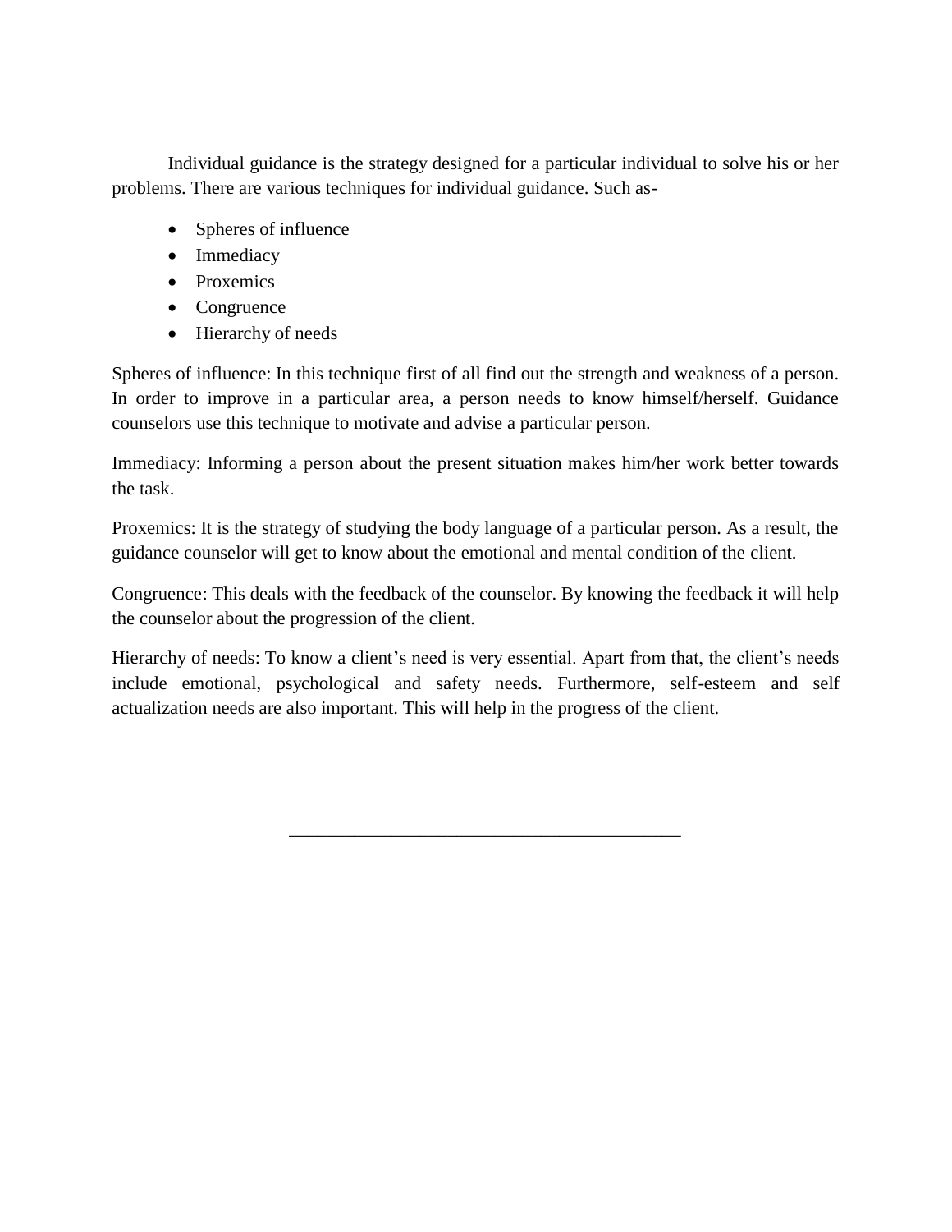Individual guidance is the strategy designed for a particular individual to solve his or her problems. There are various techniques for individual guidance. Such as-

- Spheres of influence
- Immediacy
- Proxemics
- Congruence
- Hierarchy of needs

Spheres of influence: In this technique first of all find out the strength and weakness of a person. In order to improve in a particular area, a person needs to know himself/herself. Guidance counselors use this technique to motivate and advise a particular person.

Immediacy: Informing a person about the present situation makes him/her work better towards the task.

Proxemics: It is the strategy of studying the body language of a particular person. As a result, the guidance counselor will get to know about the emotional and mental condition of the client.

Congruence: This deals with the feedback of the counselor. By knowing the feedback it will help the counselor about the progression of the client.

Hierarchy of needs: To know a client's need is very essential. Apart from that, the client's needs include emotional, psychological and safety needs. Furthermore, self-esteem and self actualization needs are also important. This will help in the progress of the client.

---